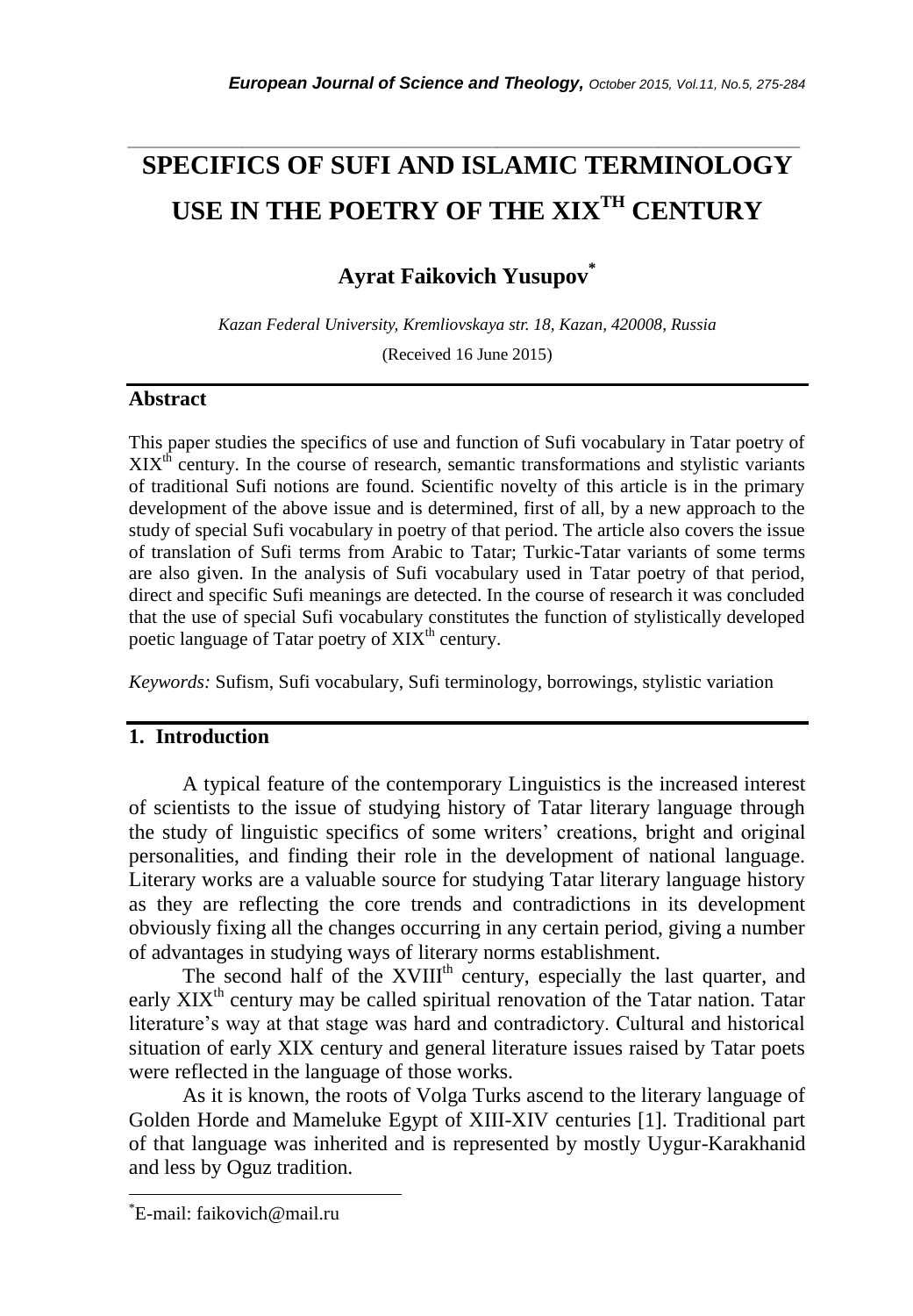# SPECIFICS OF SUFI AND ISLAMIC TERMINOLOGY USE IN THE POETRY OF THE XIX$^{TH}$ CENTURY

## Ayrat Faikovich Yusupov[*]

*Kazan Federal University, Kremliovskaya str. 18, Kazan, 420008, Russia*

(Received 16 June 2015)

### Abstract

This paper studies the specifics of use and function of Sufi vocabulary in Tatar poetry of XIX$^{th}$ century. In the course of research, semantic transformations and stylistic variants of traditional Sufi notions are found. Scientific novelty of this article is in the primary development of the above issue and is determined, first of all, by a new approach to the study of special Sufi vocabulary in poetry of that period. The article also covers the issue of translation of Sufi terms from Arabic to Tatar; Turkic-Tatar variants of some terms are also given. In the analysis of Sufi vocabulary used in Tatar poetry of that period, direct and specific Sufi meanings are detected. In the course of research it was concluded that the use of special Sufi vocabulary constitutes the function of stylistically developed poetic language of Tatar poetry of XIX$^{th}$ century.

*Keywords:* Sufism, Sufi vocabulary, Sufi terminology, borrowings, stylistic variation

## 1. Introduction

A typical feature of the contemporary Linguistics is the increased interest of scientists to the issue of studying history of Tatar literary language through the study of linguistic specifics of some writers' creations, bright and original personalities, and finding their role in the development of national language. Literary works are a valuable source for studying Tatar literary language history as they are reflecting the core trends and contradictions in its development obviously fixing all the changes occurring in any certain period, giving a number of advantages in studying ways of literary norms establishment.

The second half of the XVIII$^{th}$ century, especially the last quarter, and early XIX$^{th}$ century may be called spiritual renovation of the Tatar nation. Tatar literature's way at that stage was hard and contradictory. Cultural and historical situation of early XIX century and general literature issues raised by Tatar poets were reflected in the language of those works.

As it is known, the roots of Volga Turks ascend to the literary language of Golden Horde and Mameluke Egypt of XIII-XIV centuries [1]. Traditional part of that language was inherited and is represented by mostly Uygur-Karakhanid and less by Oguz tradition.

---

[*]E-mail: faikovich@mail.ru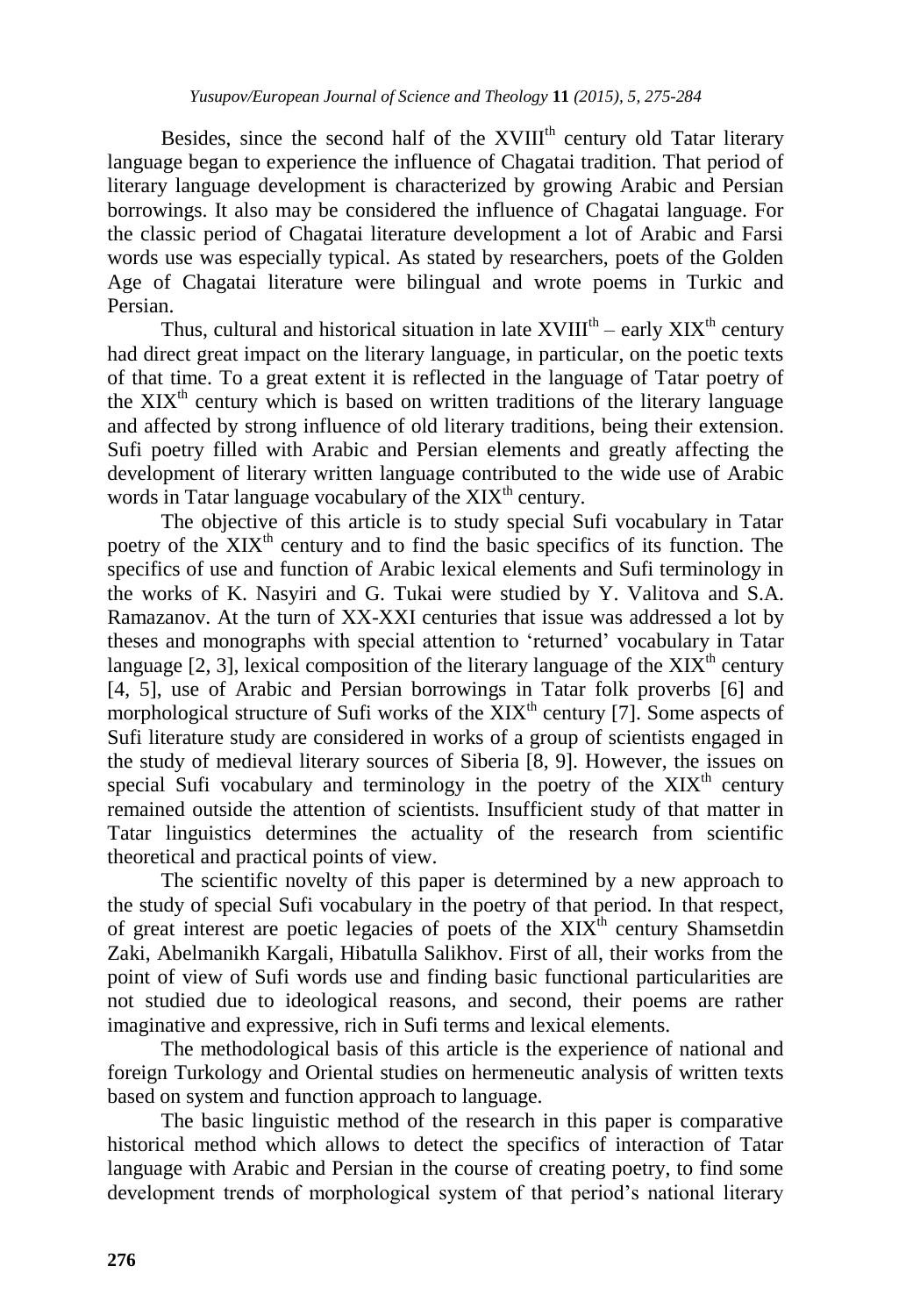Besides, since the second half of the XVIII$^{th}$ century old Tatar literary language began to experience the influence of Chagatai tradition. That period of literary language development is characterized by growing Arabic and Persian borrowings. It also may be considered the influence of Chagatai language. For the classic period of Chagatai literature development a lot of Arabic and Farsi words use was especially typical. As stated by researchers, poets of the Golden Age of Chagatai literature were bilingual and wrote poems in Turkic and Persian.

Thus, cultural and historical situation in late XVIII$^{th}$ – early XIX$^{th}$ century had direct great impact on the literary language, in particular, on the poetic texts of that time. To a great extent it is reflected in the language of Tatar poetry of the XIX$^{th}$ century which is based on written traditions of the literary language and affected by strong influence of old literary traditions, being their extension. Sufi poetry filled with Arabic and Persian elements and greatly affecting the development of literary written language contributed to the wide use of Arabic words in Tatar language vocabulary of the XIX$^{th}$ century.

The objective of this article is to study special Sufi vocabulary in Tatar poetry of the XIX$^{th}$ century and to find the basic specifics of its function. The specifics of use and function of Arabic lexical elements and Sufi terminology in the works of K. Nasyiri and G. Tukai were studied by Y. Valitova and S.A. Ramazanov. At the turn of XX-XXI centuries that issue was addressed a lot by theses and monographs with special attention to 'returned' vocabulary in Tatar language [2, 3], lexical composition of the literary language of the XIX$^{th}$ century [4, 5], use of Arabic and Persian borrowings in Tatar folk proverbs [6] and morphological structure of Sufi works of the XIX$^{th}$ century [7]. Some aspects of Sufi literature study are considered in works of a group of scientists engaged in the study of medieval literary sources of Siberia [8, 9]. However, the issues on special Sufi vocabulary and terminology in the poetry of the XIX$^{th}$ century remained outside the attention of scientists. Insufficient study of that matter in Tatar linguistics determines the actuality of the research from scientific theoretical and practical points of view.

The scientific novelty of this paper is determined by a new approach to the study of special Sufi vocabulary in the poetry of that period. In that respect, of great interest are poetic legacies of poets of the XIX$^{th}$ century Shamsetdin Zaki, Abelmanikh Kargali, Hibatulla Salikhov. First of all, their works from the point of view of Sufi words use and finding basic functional particularities are not studied due to ideological reasons, and second, their poems are rather imaginative and expressive, rich in Sufi terms and lexical elements.

The methodological basis of this article is the experience of national and foreign Turkology and Oriental studies on hermeneutic analysis of written texts based on system and function approach to language.

The basic linguistic method of the research in this paper is comparative historical method which allows to detect the specifics of interaction of Tatar language with Arabic and Persian in the course of creating poetry, to find some development trends of morphological system of that period's national literary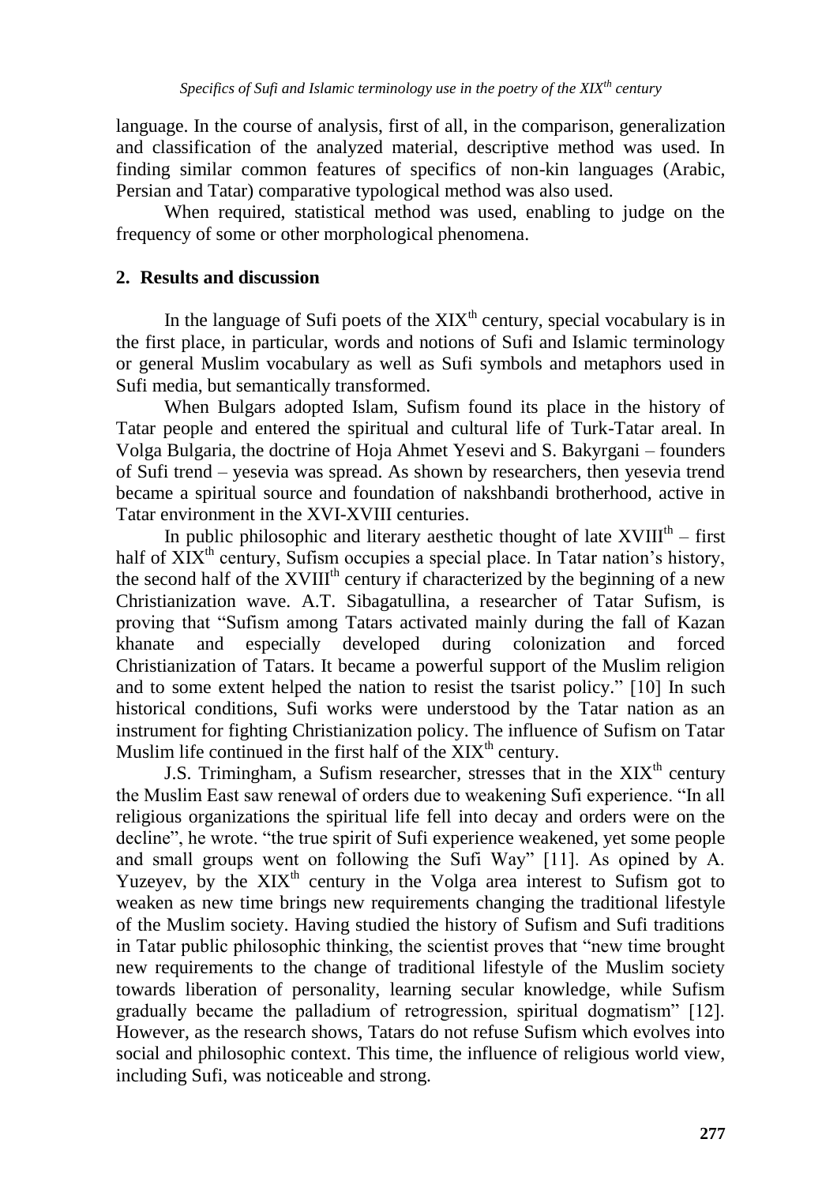language. In the course of analysis, first of all, in the comparison, generalization and classification of the analyzed material, descriptive method was used. In finding similar common features of specifics of non-kin languages (Arabic, Persian and Tatar) comparative typological method was also used.

When required, statistical method was used, enabling to judge on the frequency of some or other morphological phenomena.

## 2. Results and discussion

In the language of Sufi poets of the XIX$^{th}$ century, special vocabulary is in the first place, in particular, words and notions of Sufi and Islamic terminology or general Muslim vocabulary as well as Sufi symbols and metaphors used in Sufi media, but semantically transformed.

When Bulgars adopted Islam, Sufism found its place in the history of Tatar people and entered the spiritual and cultural life of Turk-Tatar areal. In Volga Bulgaria, the doctrine of Hoja Ahmet Yesevi and S. Bakyrgani – founders of Sufi trend – yesevia was spread. As shown by researchers, then yesevia trend became a spiritual source and foundation of nakshbandi brotherhood, active in Tatar environment in the XVI-XVIII centuries.

In public philosophic and literary aesthetic thought of late XVIII$^{th}$ – first half of XIX$^{th}$ century, Sufism occupies a special place. In Tatar nation's history, the second half of the XVIII$^{th}$ century if characterized by the beginning of a new Christianization wave. A.T. Sibagatullina, a researcher of Tatar Sufism, is proving that "Sufism among Tatars activated mainly during the fall of Kazan khanate and especially developed during colonization and forced Christianization of Tatars. It became a powerful support of the Muslim religion and to some extent helped the nation to resist the tsarist policy." [10] In such historical conditions, Sufi works were understood by the Tatar nation as an instrument for fighting Christianization policy. The influence of Sufism on Tatar Muslim life continued in the first half of the XIX$^{th}$ century.

J.S. Trimingham, a Sufism researcher, stresses that in the XIX$^{th}$ century the Muslim East saw renewal of orders due to weakening Sufi experience. "In all religious organizations the spiritual life fell into decay and orders were on the decline", he wrote. "the true spirit of Sufi experience weakened, yet some people and small groups went on following the Sufi Way" [11]. As opined by A. Yuzeyev, by the XIX$^{th}$ century in the Volga area interest to Sufism got to weaken as new time brings new requirements changing the traditional lifestyle of the Muslim society. Having studied the history of Sufism and Sufi traditions in Tatar public philosophic thinking, the scientist proves that "new time brought new requirements to the change of traditional lifestyle of the Muslim society towards liberation of personality, learning secular knowledge, while Sufism gradually became the palladium of retrogression, spiritual dogmatism" [12]. However, as the research shows, Tatars do not refuse Sufism which evolves into social and philosophic context. This time, the influence of religious world view, including Sufi, was noticeable and strong.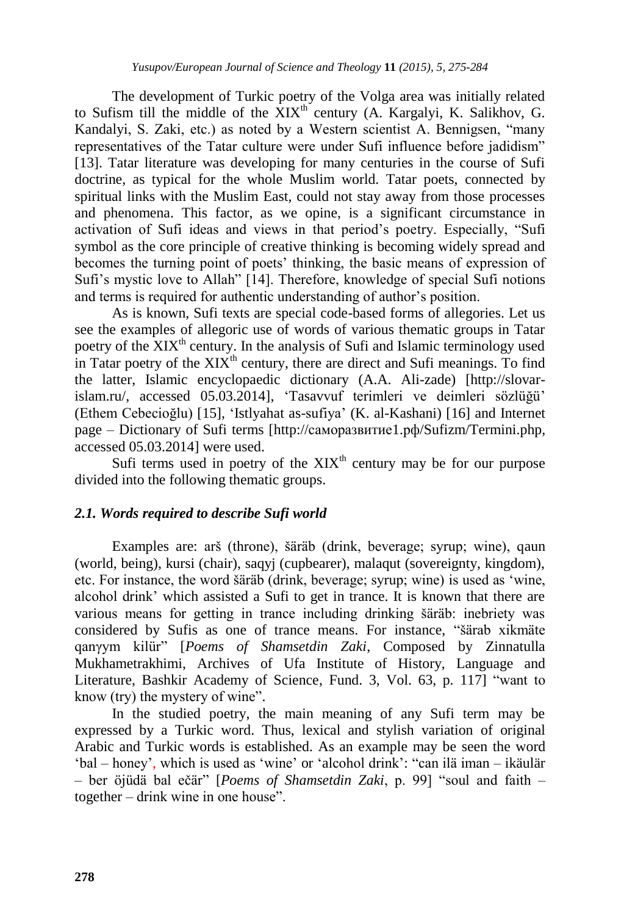The development of Turkic poetry of the Volga area was initially related to Sufism till the middle of the XIX[th] century (A. Kargalyi, K. Salikhov, G. Kandalyi, S. Zaki, etc.) as noted by a Western scientist A. Bennigsen, "many representatives of the Tatar culture were under Sufi influence before jadidism" [13]. Tatar literature was developing for many centuries in the course of Sufi doctrine, as typical for the whole Muslim world. Tatar poets, connected by spiritual links with the Muslim East, could not stay away from those processes and phenomena. This factor, as we opine, is a significant circumstance in activation of Sufi ideas and views in that period's poetry. Especially, "Sufi symbol as the core principle of creative thinking is becoming widely spread and becomes the turning point of poets' thinking, the basic means of expression of Sufi's mystic love to Allah" [14]. Therefore, knowledge of special Sufi notions and terms is required for authentic understanding of author's position.

As is known, Sufi texts are special code-based forms of allegories. Let us see the examples of allegoric use of words of various thematic groups in Tatar poetry of the XIX[th] century. In the analysis of Sufi and Islamic terminology used in Tatar poetry of the XIX[th] century, there are direct and Sufi meanings. To find the latter, Islamic encyclopaedic dictionary (A.A. Ali-zade) [http://slovar-islam.ru/, accessed 05.03.2014], 'Tasavvuf terimleri ve deimleri sözlüğü' (Ethem Cebecioğlu) [15], 'Istlyahat as-sufiya' (K. al-Kashani) [16] and Internet page – Dictionary of Sufi terms [http://саморазвитие1.рф/Sufizm/Termini.php, accessed 05.03.2014] were used.

Sufi terms used in poetry of the XIX[th] century may be for our purpose divided into the following thematic groups.

### *2.1. Words required to describe Sufi world*

Examples are: arš (throne), šäräb (drink, beverage; syrup; wine), qaun (world, being), kursi (chair), saqyj (cupbearer), malaqut (sovereignty, kingdom), etc. For instance, the word šäräb (drink, beverage; syrup; wine) is used as 'wine, alcohol drink' which assisted a Sufi to get in trance. It is known that there are various means for getting in trance including drinking šäräb: inebriety was considered by Sufis as one of trance means. For instance, "šärab xikmäte qanγym kilür" [*Poems of Shamsetdin Zaki*, Composed by Zinnatulla Mukhametrakhimi, Archives of Ufa Institute of History, Language and Literature, Bashkir Academy of Science, Fund. 3, Vol. 63, p. 117] "want to know (try) the mystery of wine".

In the studied poetry, the main meaning of any Sufi term may be expressed by a Turkic word. Thus, lexical and stylish variation of original Arabic and Turkic words is established. As an example may be seen the word 'bal – honey', which is used as 'wine' or 'alcohol drink': "can ilä iman – ikäulär – ber öjüdä bal ečär" [*Poems of Shamsetdin Zaki*, p. 99] "soul and faith – together – drink wine in one house".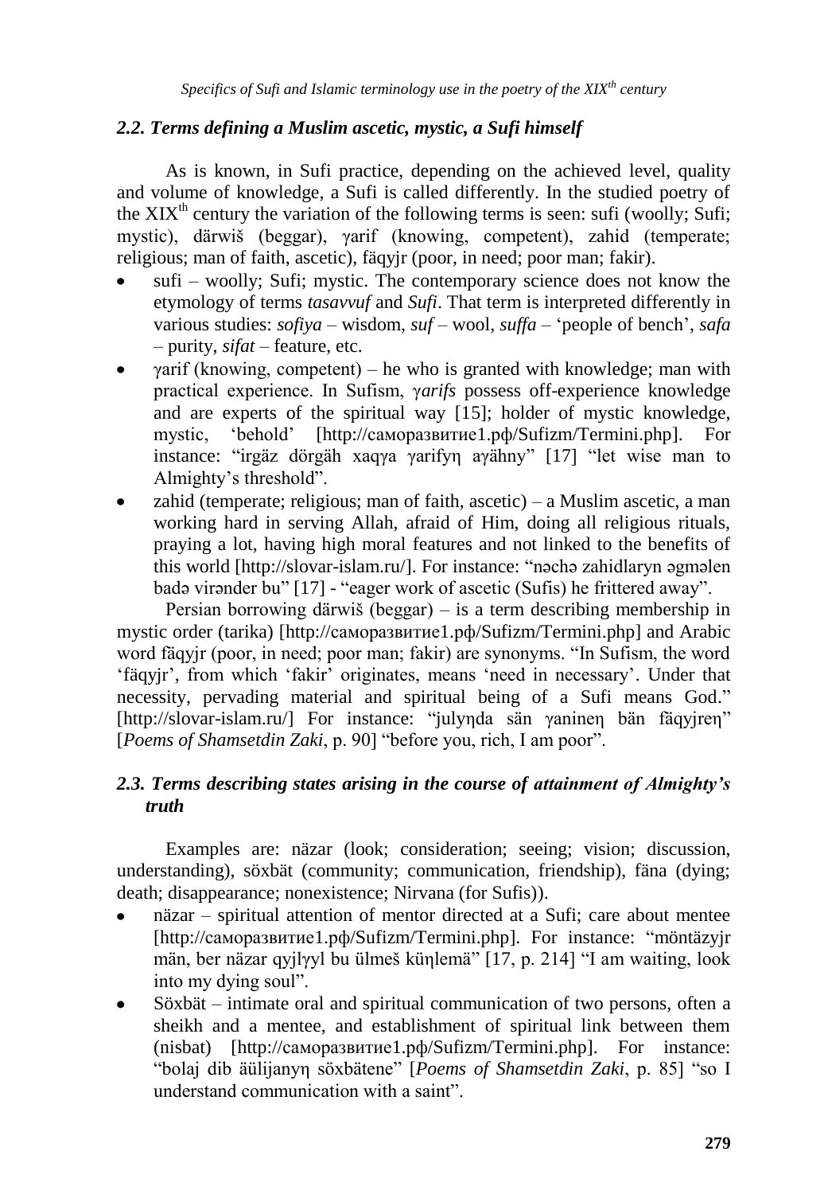### *2.2. Terms defining a Muslim ascetic, mystic, a Sufi himself*

As is known, in Sufi practice, depending on the achieved level, quality and volume of knowledge, a Sufi is called differently. In the studied poetry of the XIX[th] century the variation of the following terms is seen: sufi (woolly; Sufi; mystic), därwiš (beggar), γarif (knowing, competent), zahid (temperate; religious; man of faith, ascetic), fäqyjr (poor, in need; poor man; fakir).

- sufi – woolly; Sufi; mystic. The contemporary science does not know the etymology of terms *tasavvuf* and *Sufi*. That term is interpreted differently in various studies: *sofiya* – wisdom, *suf* – wool, *suffa* – 'people of bench', *safa* – purity, *sifat* – feature, etc.
- γarif (knowing, competent) – he who is granted with knowledge; man with practical experience. In Sufism, γ*arifs* possess off-experience knowledge and are experts of the spiritual way [15]; holder of mystic knowledge, mystic, 'behold' [http://саморазвитие1.рф/Sufizm/Termini.php]. For instance: "irgäz dörgäh xaqγa γarifyŋ aγähny" [17] "let wise man to Almighty's threshold".
- zahid (temperate; religious; man of faith, ascetic) – a Muslim ascetic, a man working hard in serving Allah, afraid of Him, doing all religious rituals, praying a lot, having high moral features and not linked to the benefits of this world [http://slovar-islam.ru/]. For instance: "nəchə zahidlaryn əgmələn badə virənder bu" [17] - "eager work of ascetic (Sufis) he frittered away".

Persian borrowing därwiš (beggar) – is a term describing membership in mystic order (tarika) [http://саморазвитие1.рф/Sufizm/Termini.php] and Arabic word fäqyjr (poor, in need; poor man; fakir) are synonyms. "In Sufism, the word 'fäqyjr', from which 'fakir' originates, means 'need in necessary'. Under that necessity, pervading material and spiritual being of a Sufi means God." [http://slovar-islam.ru/] For instance: "julyŋda sän γanineŋ bän fäqyjreŋ" [*Poems of Shamsetdin Zaki*, p. 90] "before you, rich, I am poor".

### *2.3. Terms describing states arising in the course of attainment of Almighty's truth*

Examples are: näzar (look; consideration; seeing; vision; discussion, understanding), söxbät (community; communication, friendship), fäna (dying; death; disappearance; nonexistence; Nirvana (for Sufis)).

- näzar – spiritual attention of mentor directed at a Sufi; care about mentee [http://саморазвитие1.рф/Sufizm/Termini.php]. For instance: "möntäzyjr män, ber näzar qyjlγyl bu ülmeš küŋlemä" [17, p. 214] "I am waiting, look into my dying soul".
- Söxbät – intimate oral and spiritual communication of two persons, often a sheikh and a mentee, and establishment of spiritual link between them (nisbat) [http://саморазвитие1.рф/Sufizm/Termini.php]. For instance: "bolaj dib äülijanyŋ söxbätene" [*Poems of Shamsetdin Zaki*, p. 85] "so I understand communication with a saint".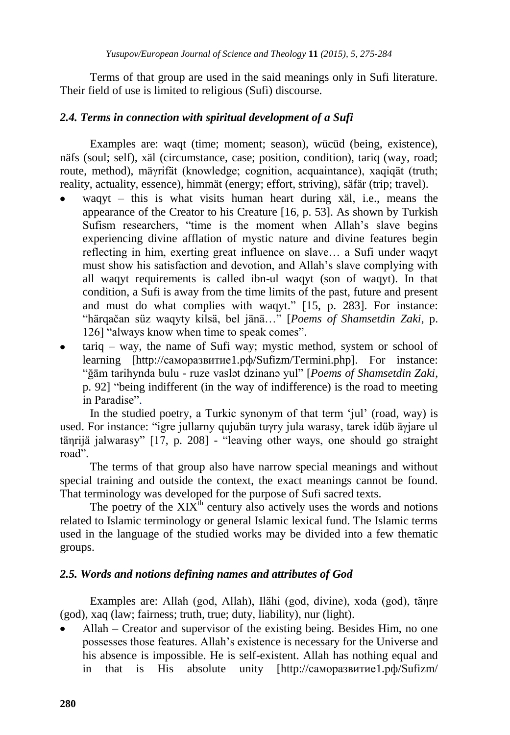Terms of that group are used in the said meanings only in Sufi literature. Their field of use is limited to religious (Sufi) discourse.

### *2.4. Terms in connection with spiritual development of a Sufi*

Examples are: waqt (time; moment; season), wücüd (being, existence), näfs (soul; self), xäl (circumstance, case; position, condition), tariq (way, road; route, method), mäγrifät (knowledge; cognition, acquaintance), xaqiqät (truth; reality, actuality, essence), himmät (energy; effort, striving), säfär (trip; travel).

- waqyt – this is what visits human heart during xäl, i.e., means the appearance of the Creator to his Creature [16, p. 53]. As shown by Turkish Sufism researchers, "time is the moment when Allah's slave begins experiencing divine afflation of mystic nature and divine features begin reflecting in him, exerting great influence on slave… a Sufi under waqyt must show his satisfaction and devotion, and Allah's slave complying with all waqyt requirements is called ibn-ul waqyt (son of waqyt). In that condition, a Sufi is away from the time limits of the past, future and present and must do what complies with waqyt." [15, p. 283]. For instance: "härqačan süz waqyty kilsä, bel jänä…" [*Poems of Shamsetdin Zaki*, p. 126] "always know when time to speak comes".
- tariq – way, the name of Sufi way; mystic method, system or school of learning [http://саморазвитие1.рф/Sufizm/Termini.php]. For instance: "ğām tarihynda bulu - ruze vaslət dzinanə yul" [*Poems of Shamsetdin Zaki*, p. 92] "being indifferent (in the way of indifference) is the road to meeting in Paradise".

In the studied poetry, a Turkic synonym of that term 'jul' (road, way) is used. For instance: "igre jullarny qujubän tuγry jula warasy, tarek idüb äγjare ul täŋrijä jalwarasy" [17, p. 208] - "leaving other ways, one should go straight road".

The terms of that group also have narrow special meanings and without special training and outside the context, the exact meanings cannot be found. That terminology was developed for the purpose of Sufi sacred texts.

The poetry of the XIX[th] century also actively uses the words and notions related to Islamic terminology or general Islamic lexical fund. The Islamic terms used in the language of the studied works may be divided into a few thematic groups.

### *2.5. Words and notions defining names and attributes of God*

Examples are: Allah (god, Allah), Ilähi (god, divine), xoda (god), täŋre (god), xaq (law; fairness; truth, true; duty, liability), nur (light).

- Allah – Creator and supervisor of the existing being. Besides Him, no one possesses those features. Allah's existence is necessary for the Universe and his absence is impossible. He is self-existent. Allah has nothing equal and in that is His absolute unity [http://саморазвитие1.рф/Sufizm/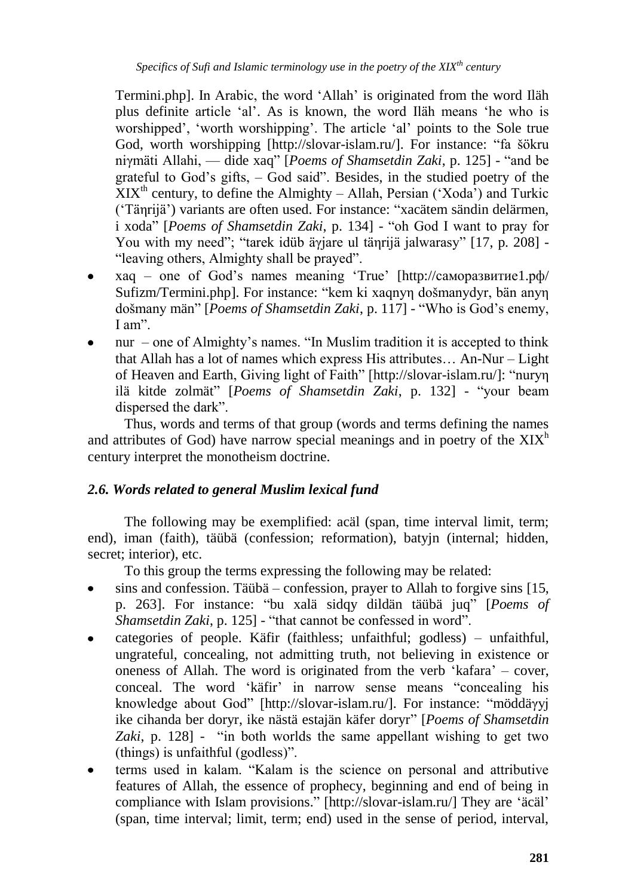Termini.php]. In Arabic, the word 'Allah' is originated from the word Iläh plus definite article 'al'. As is known, the word Iläh means 'he who is worshipped', 'worth worshipping'. The article 'al' points to the Sole true God, worth worshipping [http://slovar-islam.ru/]. For instance: "fa šökru niγmäti Allahi, — dide xaq" [*Poems of Shamsetdin Zaki*, p. 125] - "and be grateful to God's gifts, – God said". Besides, in the studied poetry of the XIX[th] century, to define the Almighty – Allah, Persian ('Xoda') and Turkic ('Täηrijä') variants are often used. For instance: "xacätem sändin delärmen, i xoda" [*Poems of Shamsetdin Zaki*, p. 134] - "oh God I want to pray for You with my need"; "tarek idüb äγjare ul täηrijä jalwarasy" [17, p. 208] - "leaving others, Almighty shall be prayed".

- xaq – one of God's names meaning 'True' [http://саморазвитие1.рф/Sufizm/Termini.php]. For instance: "kem ki xaqnyη došmanydyr, bän anyη došmany män" [*Poems of Shamsetdin Zaki*, p. 117] - "Who is God's enemy, I am".
- nur – one of Almighty's names. "In Muslim tradition it is accepted to think that Allah has a lot of names which express His attributes… An-Nur – Light of Heaven and Earth, Giving light of Faith" [http://slovar-islam.ru/]: "nuryη ilä kitde zolmät" [*Poems of Shamsetdin Zaki*, p. 132] - "your beam dispersed the dark".

Thus, words and terms of that group (words and terms defining the names and attributes of God) have narrow special meanings and in poetry of the XIX[h] century interpret the monotheism doctrine.

### *2.6. Words related to general Muslim lexical fund*

The following may be exemplified: acäl (span, time interval limit, term; end), iman (faith), täübä (confession; reformation), batyjn (internal; hidden, secret; interior), etc.

To this group the terms expressing the following may be related:

- sins and confession. Täübä – confession, prayer to Allah to forgive sins [15, p. 263]. For instance: "bu xalä sidqy dildän täübä juq" [*Poems of Shamsetdin Zaki*, p. 125] - "that cannot be confessed in word".
- categories of people. Käfir (faithless; unfaithful; godless) – unfaithful, ungrateful, concealing, not admitting truth, not believing in existence or oneness of Allah. The word is originated from the verb 'kafara' – cover, conceal. The word 'käfir' in narrow sense means "concealing his knowledge about God" [http://slovar-islam.ru/]. For instance: "möddäγyj ike cihanda ber doryr, ike nästä estajän käfer doryr" [*Poems of Shamsetdin Zaki*, p. 128] - "in both worlds the same appellant wishing to get two (things) is unfaithful (godless)".
- terms used in kalam. "Kalam is the science on personal and attributive features of Allah, the essence of prophecy, beginning and end of being in compliance with Islam provisions." [http://slovar-islam.ru/] They are 'äcäl' (span, time interval; limit, term; end) used in the sense of period, interval,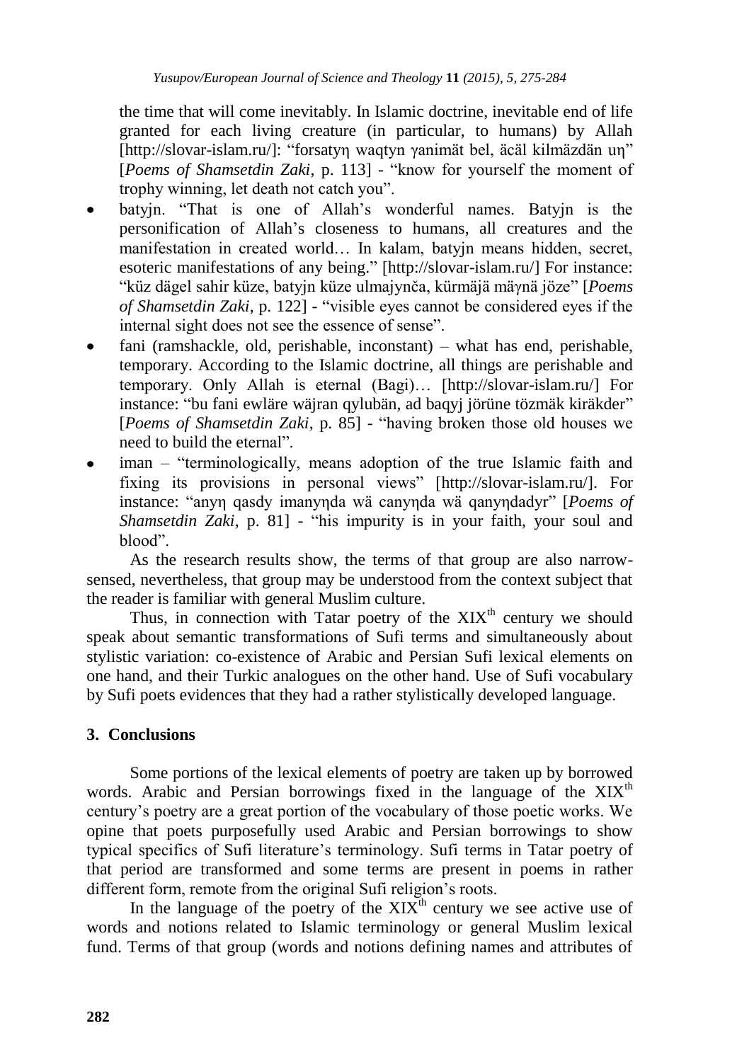the time that will come inevitably. In Islamic doctrine, inevitable end of life granted for each living creature (in particular, to humans) by Allah [http://slovar-islam.ru/]: "forsatyŋ waqtyn ɣanimät bel, äcäl kilmäzdän uŋ" [*Poems of Shamsetdin Zaki*, p. 113] - "know for yourself the moment of trophy winning, let death not catch you".

- batyjn. "That is one of Allah's wonderful names. Batyjn is the personification of Allah's closeness to humans, all creatures and the manifestation in created world… In kalam, batyjn means hidden, secret, esoteric manifestations of any being." [http://slovar-islam.ru/] For instance: "küz dägel sahir küze, batyjn küze ulmajynča, kürmäjä mäɣnä jöze" [*Poems of Shamsetdin Zaki*, p. 122] - "visible eyes cannot be considered eyes if the internal sight does not see the essence of sense".
- fani (ramshackle, old, perishable, inconstant) – what has end, perishable, temporary. According to the Islamic doctrine, all things are perishable and temporary. Only Allah is eternal (Bagi)… [http://slovar-islam.ru/] For instance: "bu fani ewläre wäjran qylubän, ad baqyj jörüne tözmäk kiräkder" [*Poems of Shamsetdin Zaki*, p. 85] - "having broken those old houses we need to build the eternal".
- iman – "terminologically, means adoption of the true Islamic faith and fixing its provisions in personal views" [http://slovar-islam.ru/]. For instance: "anyŋ qasdy imanyŋda wä canyŋda wä qanyŋdadyr" [*Poems of Shamsetdin Zaki*, p. 81] - "his impurity is in your faith, your soul and blood".

As the research results show, the terms of that group are also narrow-sensed, nevertheless, that group may be understood from the context subject that the reader is familiar with general Muslim culture.

Thus, in connection with Tatar poetry of the XIX[th] century we should speak about semantic transformations of Sufi terms and simultaneously about stylistic variation: co-existence of Arabic and Persian Sufi lexical elements on one hand, and their Turkic analogues on the other hand. Use of Sufi vocabulary by Sufi poets evidences that they had a rather stylistically developed language.

## 3. Conclusions

Some portions of the lexical elements of poetry are taken up by borrowed words. Arabic and Persian borrowings fixed in the language of the XIX[th] century's poetry are a great portion of the vocabulary of those poetic works. We opine that poets purposefully used Arabic and Persian borrowings to show typical specifics of Sufi literature's terminology. Sufi terms in Tatar poetry of that period are transformed and some terms are present in poems in rather different form, remote from the original Sufi religion's roots.

In the language of the poetry of the XIX[th] century we see active use of words and notions related to Islamic terminology or general Muslim lexical fund. Terms of that group (words and notions defining names and attributes of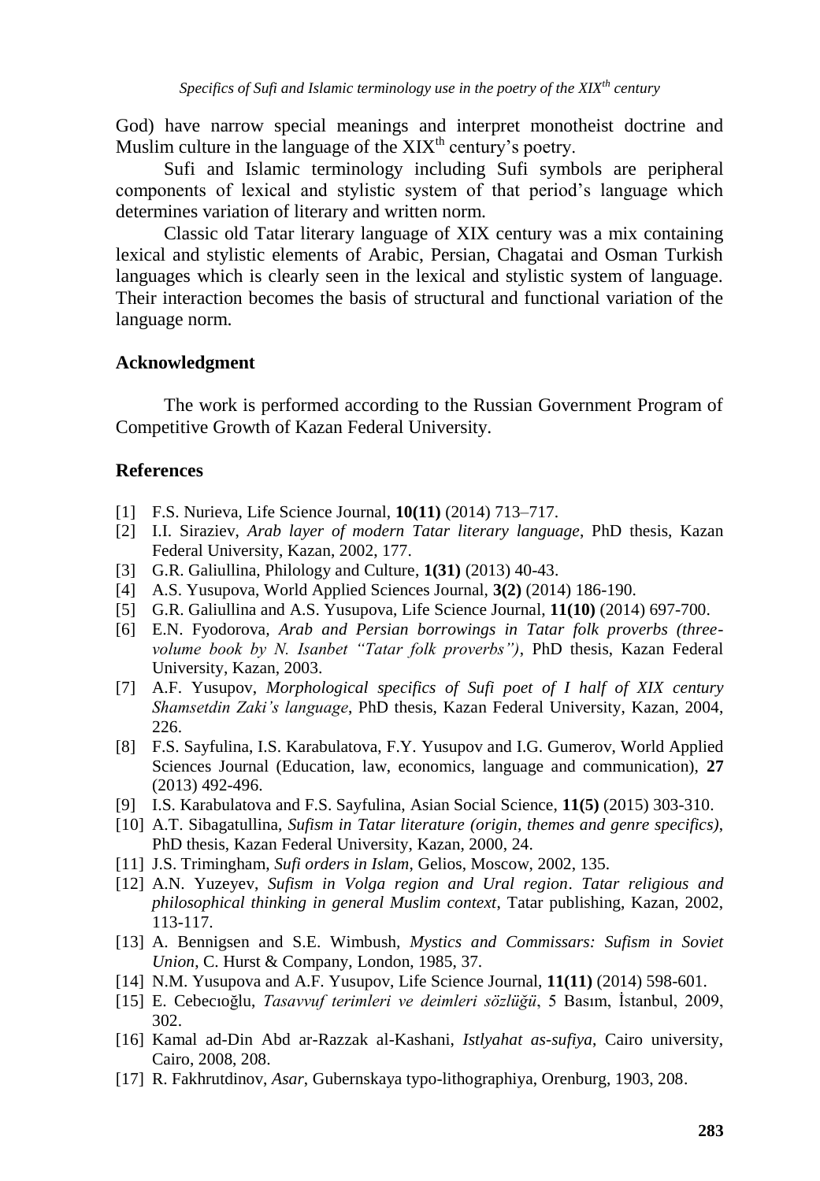God) have narrow special meanings and interpret monotheist doctrine and Muslim culture in the language of the XIX[th] century's poetry.

Sufi and Islamic terminology including Sufi symbols are peripheral components of lexical and stylistic system of that period's language which determines variation of literary and written norm.

Classic old Tatar literary language of XIX century was a mix containing lexical and stylistic elements of Arabic, Persian, Chagatai and Osman Turkish languages which is clearly seen in the lexical and stylistic system of language. Their interaction becomes the basis of structural and functional variation of the language norm.

## Acknowledgment

The work is performed according to the Russian Government Program of Competitive Growth of Kazan Federal University.

## References

[1] F.S. Nurieva, Life Science Journal, **10(11)** (2014) 713–717.

[2] I.I. Siraziev, *Arab layer of modern Tatar literary language*, PhD thesis, Kazan Federal University, Kazan, 2002, 177.

[3] G.R. Galiullina, Philology and Culture, **1(31)** (2013) 40-43.

[4] A.S. Yusupova, World Applied Sciences Journal, **3(2)** (2014) 186-190.

[5] G.R. Galiullina and A.S. Yusupova, Life Science Journal, **11(10)** (2014) 697-700.

[6] E.N. Fyodorova, *Arab and Persian borrowings in Tatar folk proverbs (three-volume book by N. Isanbet "Tatar folk proverbs")*, PhD thesis, Kazan Federal University, Kazan, 2003.

[7] A.F. Yusupov, *Morphological specifics of Sufi poet of I half of XIX century Shamsetdin Zaki's language*, PhD thesis, Kazan Federal University, Kazan, 2004, 226.

[8] F.S. Sayfulina, I.S. Karabulatova, F.Y. Yusupov and I.G. Gumerov, World Applied Sciences Journal (Education, law, economics, language and communication), **27** (2013) 492-496.

[9] I.S. Karabulatova and F.S. Sayfulina, Asian Social Science, **11(5)** (2015) 303-310.

[10] A.T. Sibagatullina, *Sufism in Tatar literature (origin, themes and genre specifics)*, PhD thesis, Kazan Federal University, Kazan, 2000, 24.

[11] J.S. Trimingham, *Sufi orders in Islam*, Gelios, Moscow, 2002, 135.

[12] A.N. Yuzeyev, *Sufism in Volga region and Ural region*. *Tatar religious and philosophical thinking in general Muslim context*, Tatar publishing, Kazan, 2002, 113-117.

[13] A. Bennigsen and S.E. Wimbush, *Mystics and Commissars: Sufism in Soviet Union*, C. Hurst & Company, London, 1985, 37.

[14] N.M. Yusupova and A.F. Yusupov, Life Science Journal, **11(11)** (2014) 598-601.

[15] E. Cebecıoğlu, *Tasavvuf terimleri ve deimleri sözlüğü*, 5 Basım, İstanbul, 2009, 302.

[16] Kamal ad-Din Abd ar-Razzak al-Kashani, *Istlyahat as-sufiya*, Cairo university, Cairo, 2008, 208.

[17] R. Fakhrutdinov, *Asar*, Gubernskaya typo-lithographiya, Orenburg, 1903, 208.